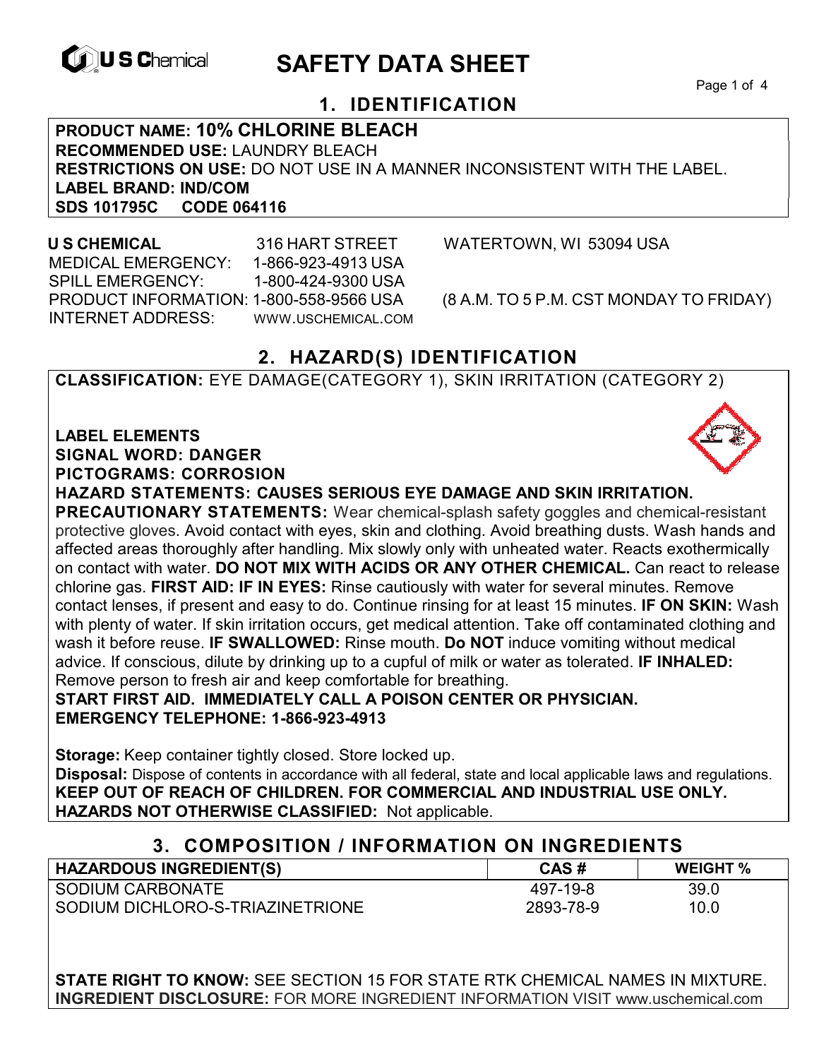# SAFETY DATA SHEET

## 1. IDENTIFICATION

**PRODUCT NAME: 10% CHLORINE BLEACH**
**RECOMMENDED USE:** LAUNDRY BLEACH
**RESTRICTIONS ON USE:** DO NOT USE IN A MANNER INCONSISTENT WITH THE LABEL.
**LABEL BRAND: IND/COM**
**SDS 101795C CODE 064116**

**U S CHEMICAL** 316 HART STREET WATERTOWN, WI 53094 USA
MEDICAL EMERGENCY: 1-866-923-4913 USA
SPILL EMERGENCY: 1-800-424-9300 USA
PRODUCT INFORMATION: 1-800-558-9566 USA (8 A.M. TO 5 P.M. CST MONDAY TO FRIDAY)
INTERNET ADDRESS: WWW.USCHEMICAL.COM

## 2. HAZARD(S) IDENTIFICATION

**CLASSIFICATION:** EYE DAMAGE(CATEGORY 1), SKIN IRRITATION (CATEGORY 2)

**LABEL ELEMENTS**
**SIGNAL WORD: DANGER**
**PICTOGRAMS: CORROSION**
**HAZARD STATEMENTS: CAUSES SERIOUS EYE DAMAGE AND SKIN IRRITATION.**
**PRECAUTIONARY STATEMENTS:** Wear chemical-splash safety goggles and chemical-resistant protective gloves. Avoid contact with eyes, skin and clothing. Avoid breathing dusts. Wash hands and affected areas thoroughly after handling. Mix slowly only with unheated water. Reacts exothermically on contact with water. **DO NOT MIX WITH ACIDS OR ANY OTHER CHEMICAL.** Can react to release chlorine gas. **FIRST AID: IF IN EYES:** Rinse cautiously with water for several minutes. Remove contact lenses, if present and easy to do. Continue rinsing for at least 15 minutes. **IF ON SKIN:** Wash with plenty of water. If skin irritation occurs, get medical attention. Take off contaminated clothing and wash it before reuse. **IF SWALLOWED:** Rinse mouth. **Do NOT** induce vomiting without medical advice. If conscious, dilute by drinking up to a cupful of milk or water as tolerated. **IF INHALED:** Remove person to fresh air and keep comfortable for breathing.
**START FIRST AID. IMMEDIATELY CALL A POISON CENTER OR PHYSICIAN.**
**EMERGENCY TELEPHONE: 1-866-923-4913**

**Storage:** Keep container tightly closed. Store locked up.
**Disposal:** Dispose of contents in accordance with all federal, state and local applicable laws and regulations.
**KEEP OUT OF REACH OF CHILDREN. FOR COMMERCIAL AND INDUSTRIAL USE ONLY.**
**HAZARDS NOT OTHERWISE CLASSIFIED:** Not applicable.

## 3. COMPOSITION / INFORMATION ON INGREDIENTS

| HAZARDOUS INGREDIENT(S) | CAS # | WEIGHT % |
|---|---|---|
| SODIUM CARBONATE | 497-19-8 | 39.0 |
| SODIUM DICHLORO-S-TRIAZINETRIONE | 2893-78-9 | 10.0 |

**STATE RIGHT TO KNOW:** SEE SECTION 15 FOR STATE RTK CHEMICAL NAMES IN MIXTURE.
**INGREDIENT DISCLOSURE:** FOR MORE INGREDIENT INFORMATION VISIT www.uschemical.com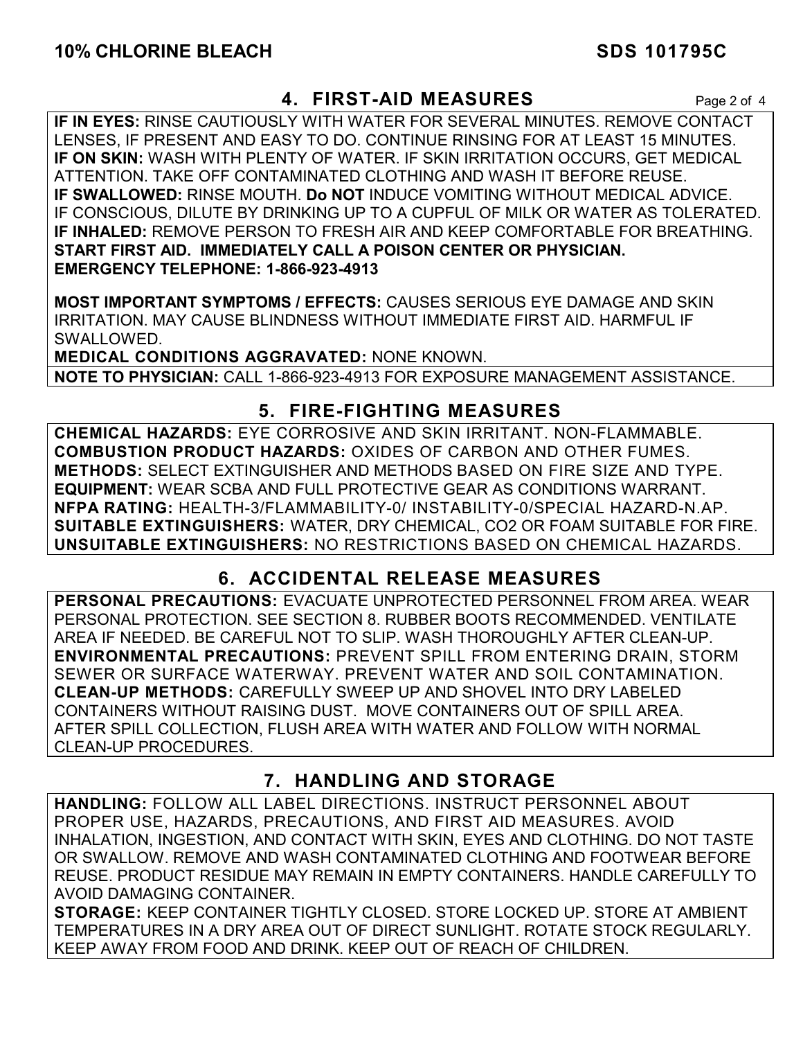## 4. FIRST-AID MEASURES

**IF IN EYES:** RINSE CAUTIOUSLY WITH WATER FOR SEVERAL MINUTES. REMOVE CONTACT LENSES, IF PRESENT AND EASY TO DO. CONTINUE RINSING FOR AT LEAST 15 MINUTES.
**IF ON SKIN:** WASH WITH PLENTY OF WATER. IF SKIN IRRITATION OCCURS, GET MEDICAL ATTENTION. TAKE OFF CONTAMINATED CLOTHING AND WASH IT BEFORE REUSE.
**IF SWALLOWED:** RINSE MOUTH. **Do NOT** INDUCE VOMITING WITHOUT MEDICAL ADVICE. IF CONSCIOUS, DILUTE BY DRINKING UP TO A CUPFUL OF MILK OR WATER AS TOLERATED.
**IF INHALED:** REMOVE PERSON TO FRESH AIR AND KEEP COMFORTABLE FOR BREATHING.
**START FIRST AID. IMMEDIATELY CALL A POISON CENTER OR PHYSICIAN.**
**EMERGENCY TELEPHONE: 1-866-923-4913**

**MOST IMPORTANT SYMPTOMS / EFFECTS:** CAUSES SERIOUS EYE DAMAGE AND SKIN IRRITATION. MAY CAUSE BLINDNESS WITHOUT IMMEDIATE FIRST AID. HARMFUL IF SWALLOWED.
**MEDICAL CONDITIONS AGGRAVATED:** NONE KNOWN.
**NOTE TO PHYSICIAN:** CALL 1-866-923-4913 FOR EXPOSURE MANAGEMENT ASSISTANCE.

## 5. FIRE-FIGHTING MEASURES

**CHEMICAL HAZARDS:** EYE CORROSIVE AND SKIN IRRITANT. NON-FLAMMABLE.
**COMBUSTION PRODUCT HAZARDS:** OXIDES OF CARBON AND OTHER FUMES.
**METHODS:** SELECT EXTINGUISHER AND METHODS BASED ON FIRE SIZE AND TYPE.
**EQUIPMENT:** WEAR SCBA AND FULL PROTECTIVE GEAR AS CONDITIONS WARRANT.
**NFPA RATING:** HEALTH-3/FLAMMABILITY-0/ INSTABILITY-0/SPECIAL HAZARD-N.AP.
**SUITABLE EXTINGUISHERS:** WATER, DRY CHEMICAL, $CO_2$ OR FOAM SUITABLE FOR FIRE.
**UNSUITABLE EXTINGUISHERS:** NO RESTRICTIONS BASED ON CHEMICAL HAZARDS.

## 6. ACCIDENTAL RELEASE MEASURES

**PERSONAL PRECAUTIONS:** EVACUATE UNPROTECTED PERSONNEL FROM AREA. WEAR PERSONAL PROTECTION. SEE SECTION 8. RUBBER BOOTS RECOMMENDED. VENTILATE AREA IF NEEDED. BE CAREFUL NOT TO SLIP. WASH THOROUGHLY AFTER CLEAN-UP.
**ENVIRONMENTAL PRECAUTIONS:** PREVENT SPILL FROM ENTERING DRAIN, STORM SEWER OR SURFACE WATERWAY. PREVENT WATER AND SOIL CONTAMINATION.
**CLEAN-UP METHODS:** CAREFULLY SWEEP UP AND SHOVEL INTO DRY LABELED CONTAINERS WITHOUT RAISING DUST. MOVE CONTAINERS OUT OF SPILL AREA. AFTER SPILL COLLECTION, FLUSH AREA WITH WATER AND FOLLOW WITH NORMAL CLEAN-UP PROCEDURES.

## 7. HANDLING AND STORAGE

**HANDLING:** FOLLOW ALL LABEL DIRECTIONS. INSTRUCT PERSONNEL ABOUT PROPER USE, HAZARDS, PRECAUTIONS, AND FIRST AID MEASURES. AVOID INHALATION, INGESTION, AND CONTACT WITH SKIN, EYES AND CLOTHING. DO NOT TASTE OR SWALLOW. REMOVE AND WASH CONTAMINATED CLOTHING AND FOOTWEAR BEFORE REUSE. PRODUCT RESIDUE MAY REMAIN IN EMPTY CONTAINERS. HANDLE CAREFULLY TO AVOID DAMAGING CONTAINER.
**STORAGE:** KEEP CONTAINER TIGHTLY CLOSED. STORE LOCKED UP. STORE AT AMBIENT TEMPERATURES IN A DRY AREA OUT OF DIRECT SUNLIGHT. ROTATE STOCK REGULARLY. KEEP AWAY FROM FOOD AND DRINK. KEEP OUT OF REACH OF CHILDREN.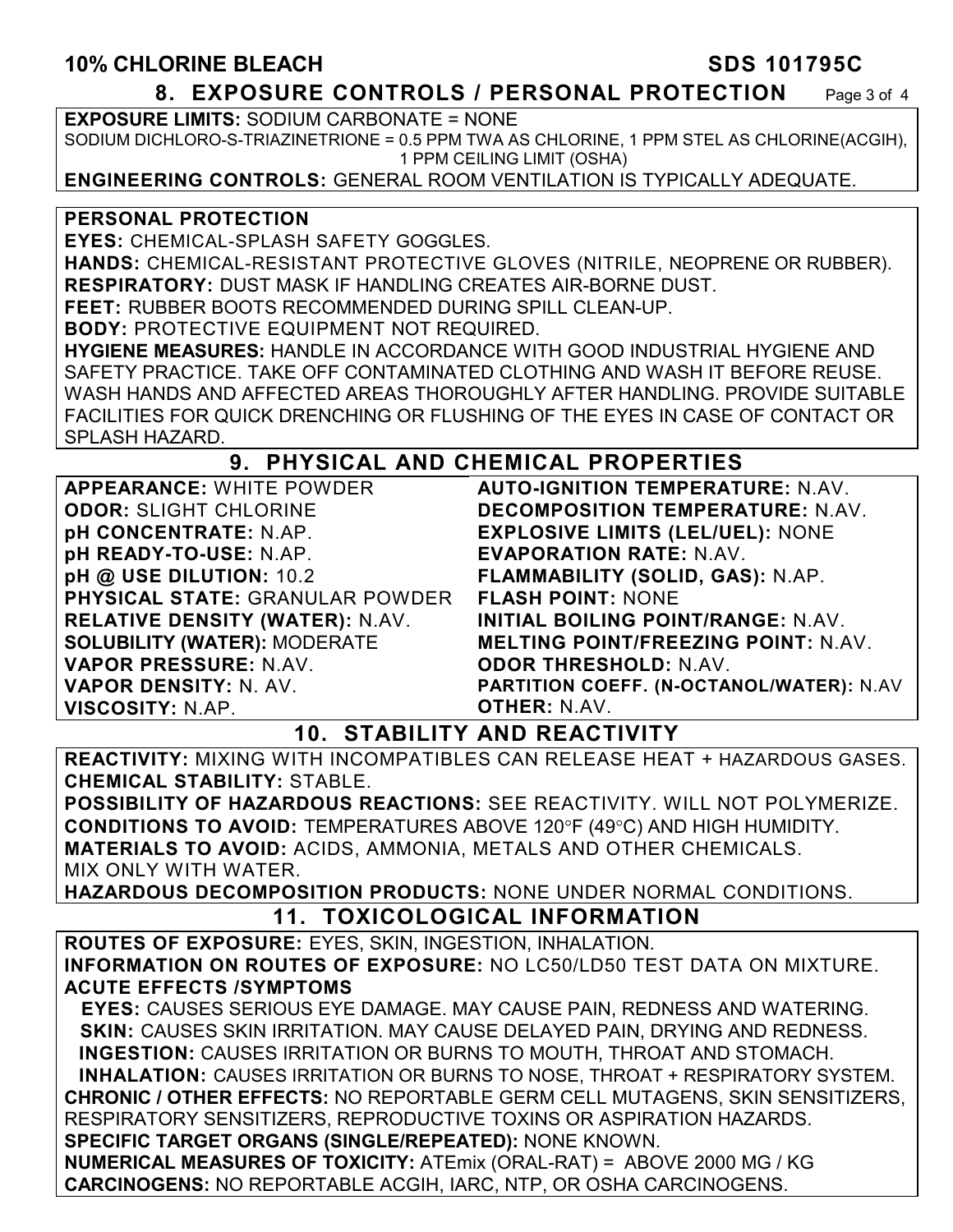## 8. EXPOSURE CONTROLS / PERSONAL PROTECTION

**EXPOSURE LIMITS:** SODIUM CARBONATE = NONE
SODIUM DICHLORO-S-TRIAZINETRIONE = 0.5 PPM TWA AS CHLORINE, 1 PPM STEL AS CHLORINE(ACGIH), 1 PPM CEILING LIMIT (OSHA)

**ENGINEERING CONTROLS:** GENERAL ROOM VENTILATION IS TYPICALLY ADEQUATE.

**PERSONAL PROTECTION**

**EYES:** CHEMICAL-SPLASH SAFETY GOGGLES.

**HANDS:** CHEMICAL-RESISTANT PROTECTIVE GLOVES (NITRILE, NEOPRENE OR RUBBER).

**RESPIRATORY:** DUST MASK IF HANDLING CREATES AIR-BORNE DUST.

**FEET:** RUBBER BOOTS RECOMMENDED DURING SPILL CLEAN-UP.

**BODY:** PROTECTIVE EQUIPMENT NOT REQUIRED.

**HYGIENE MEASURES:** HANDLE IN ACCORDANCE WITH GOOD INDUSTRIAL HYGIENE AND SAFETY PRACTICE. TAKE OFF CONTAMINATED CLOTHING AND WASH IT BEFORE REUSE. WASH HANDS AND AFFECTED AREAS THOROUGHLY AFTER HANDLING. PROVIDE SUITABLE FACILITIES FOR QUICK DRENCHING OR FLUSHING OF THE EYES IN CASE OF CONTACT OR SPLASH HAZARD.

## 9. PHYSICAL AND CHEMICAL PROPERTIES

**APPEARANCE:** WHITE POWDER
**ODOR:** SLIGHT CHLORINE
**pH CONCENTRATE:** N.AP.
**pH READY-TO-USE:** N.AP.
**pH @ USE DILUTION:** 10.2
**PHYSICAL STATE:** GRANULAR POWDER
**RELATIVE DENSITY (WATER):** N.AV.
**SOLUBILITY (WATER):** MODERATE
**VAPOR PRESSURE:** N.AV.
**VAPOR DENSITY:** N. AV.
**VISCOSITY:** N.AP.
**AUTO-IGNITION TEMPERATURE:** N.AV.
**DECOMPOSITION TEMPERATURE:** N.AV.
**EXPLOSIVE LIMITS (LEL/UEL):** NONE
**EVAPORATION RATE:** N.AV.
**FLAMMABILITY (SOLID, GAS):** N.AP.
**FLASH POINT:** NONE
**INITIAL BOILING POINT/RANGE:** N.AV.
**MELTING POINT/FREEZING POINT:** N.AV.
**ODOR THRESHOLD:** N.AV.
**PARTITION COEFF. (N-OCTANOL/WATER):** N.AV
**OTHER:** N.AV.

## 10. STABILITY AND REACTIVITY

**REACTIVITY:** MIXING WITH INCOMPATIBLES CAN RELEASE HEAT + HAZARDOUS GASES.
**CHEMICAL STABILITY:** STABLE.
**POSSIBILITY OF HAZARDOUS REACTIONS:** SEE REACTIVITY. WILL NOT POLYMERIZE.
**CONDITIONS TO AVOID:** TEMPERATURES ABOVE 120°F (49°C) AND HIGH HUMIDITY.
**MATERIALS TO AVOID:** ACIDS, AMMONIA, METALS AND OTHER CHEMICALS.
MIX ONLY WITH WATER.
**HAZARDOUS DECOMPOSITION PRODUCTS:** NONE UNDER NORMAL CONDITIONS.

## 11. TOXICOLOGICAL INFORMATION

**ROUTES OF EXPOSURE:** EYES, SKIN, INGESTION, INHALATION.
**INFORMATION ON ROUTES OF EXPOSURE:** NO LC50/LD50 TEST DATA ON MIXTURE.
**ACUTE EFFECTS /SYMPTOMS**
**EYES:** CAUSES SERIOUS EYE DAMAGE. MAY CAUSE PAIN, REDNESS AND WATERING.
**SKIN:** CAUSES SKIN IRRITATION. MAY CAUSE DELAYED PAIN, DRYING AND REDNESS.
**INGESTION:** CAUSES IRRITATION OR BURNS TO MOUTH, THROAT AND STOMACH.
**INHALATION:** CAUSES IRRITATION OR BURNS TO NOSE, THROAT + RESPIRATORY SYSTEM.
**CHRONIC / OTHER EFFECTS:** NO REPORTABLE GERM CELL MUTAGENS, SKIN SENSITIZERS, RESPIRATORY SENSITIZERS, REPRODUCTIVE TOXINS OR ASPIRATION HAZARDS.
**SPECIFIC TARGET ORGANS (SINGLE/REPEATED):** NONE KNOWN.
**NUMERICAL MEASURES OF TOXICITY:** ATEmix (ORAL-RAT) = ABOVE 2000 MG / KG
**CARCINOGENS:** NO REPORTABLE ACGIH, IARC, NTP, OR OSHA CARCINOGENS.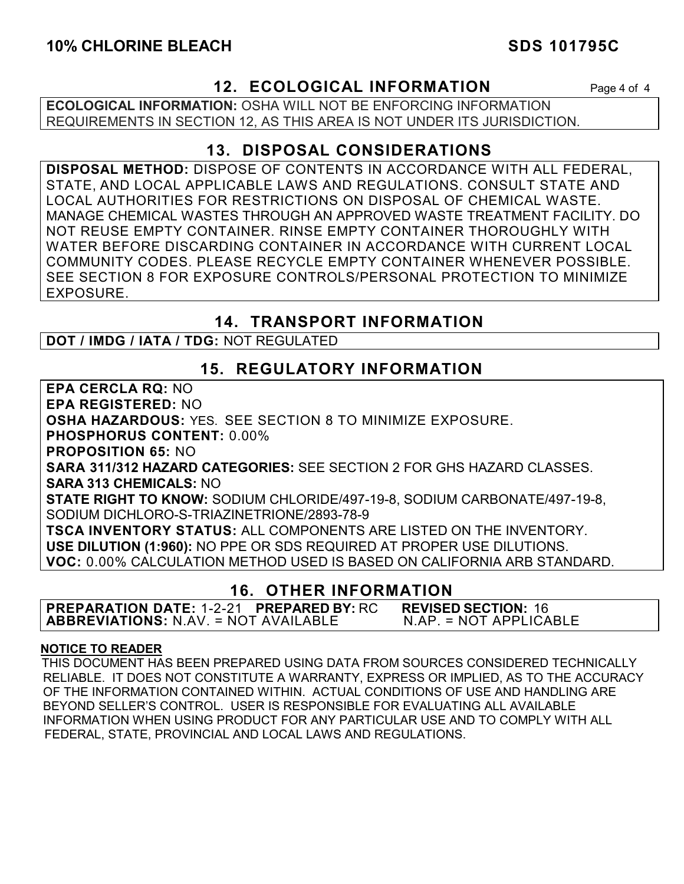## 12. ECOLOGICAL INFORMATION

**ECOLOGICAL INFORMATION:** OSHA WILL NOT BE ENFORCING INFORMATION REQUIREMENTS IN SECTION 12, AS THIS AREA IS NOT UNDER ITS JURISDICTION.

## 13. DISPOSAL CONSIDERATIONS

**DISPOSAL METHOD:** DISPOSE OF CONTENTS IN ACCORDANCE WITH ALL FEDERAL, STATE, AND LOCAL APPLICABLE LAWS AND REGULATIONS. CONSULT STATE AND LOCAL AUTHORITIES FOR RESTRICTIONS ON DISPOSAL OF CHEMICAL WASTE. MANAGE CHEMICAL WASTES THROUGH AN APPROVED WASTE TREATMENT FACILITY. DO NOT REUSE EMPTY CONTAINER. RINSE EMPTY CONTAINER THOROUGHLY WITH WATER BEFORE DISCARDING CONTAINER IN ACCORDANCE WITH CURRENT LOCAL COMMUNITY CODES. PLEASE RECYCLE EMPTY CONTAINER WHENEVER POSSIBLE. SEE SECTION 8 FOR EXPOSURE CONTROLS/PERSONAL PROTECTION TO MINIMIZE EXPOSURE.

## 14. TRANSPORT INFORMATION

**DOT / IMDG / IATA / TDG:** NOT REGULATED

## 15. REGULATORY INFORMATION

**EPA CERCLA RQ:** NO
**EPA REGISTERED:** NO
**OSHA HAZARDOUS:** YES. SEE SECTION 8 TO MINIMIZE EXPOSURE.
**PHOSPHORUS CONTENT:** 0.00%
**PROPOSITION 65:** NO
**SARA 311/312 HAZARD CATEGORIES:** SEE SECTION 2 FOR GHS HAZARD CLASSES.
**SARA 313 CHEMICALS:** NO
**STATE RIGHT TO KNOW:** SODIUM CHLORIDE/497-19-8, SODIUM CARBONATE/497-19-8, SODIUM DICHLORO-S-TRIAZINETRIONE/2893-78-9
**TSCA INVENTORY STATUS:** ALL COMPONENTS ARE LISTED ON THE INVENTORY.
**USE DILUTION (1:960):** NO PPE OR SDS REQUIRED AT PROPER USE DILUTIONS.
**VOC:** 0.00% CALCULATION METHOD USED IS BASED ON CALIFORNIA ARB STANDARD.

## 16. OTHER INFORMATION

**PREPARATION DATE:** 1-2-21 **PREPARED BY:** RC **REVISED SECTION:** 16
**ABBREVIATIONS:** N.AV. = NOT AVAILABLE N.AP. = NOT APPLICABLE

**NOTICE TO READER**

THIS DOCUMENT HAS BEEN PREPARED USING DATA FROM SOURCES CONSIDERED TECHNICALLY RELIABLE. IT DOES NOT CONSTITUTE A WARRANTY, EXPRESS OR IMPLIED, AS TO THE ACCURACY OF THE INFORMATION CONTAINED WITHIN. ACTUAL CONDITIONS OF USE AND HANDLING ARE BEYOND SELLER'S CONTROL. USER IS RESPONSIBLE FOR EVALUATING ALL AVAILABLE INFORMATION WHEN USING PRODUCT FOR ANY PARTICULAR USE AND TO COMPLY WITH ALL FEDERAL, STATE, PROVINCIAL AND LOCAL LAWS AND REGULATIONS.